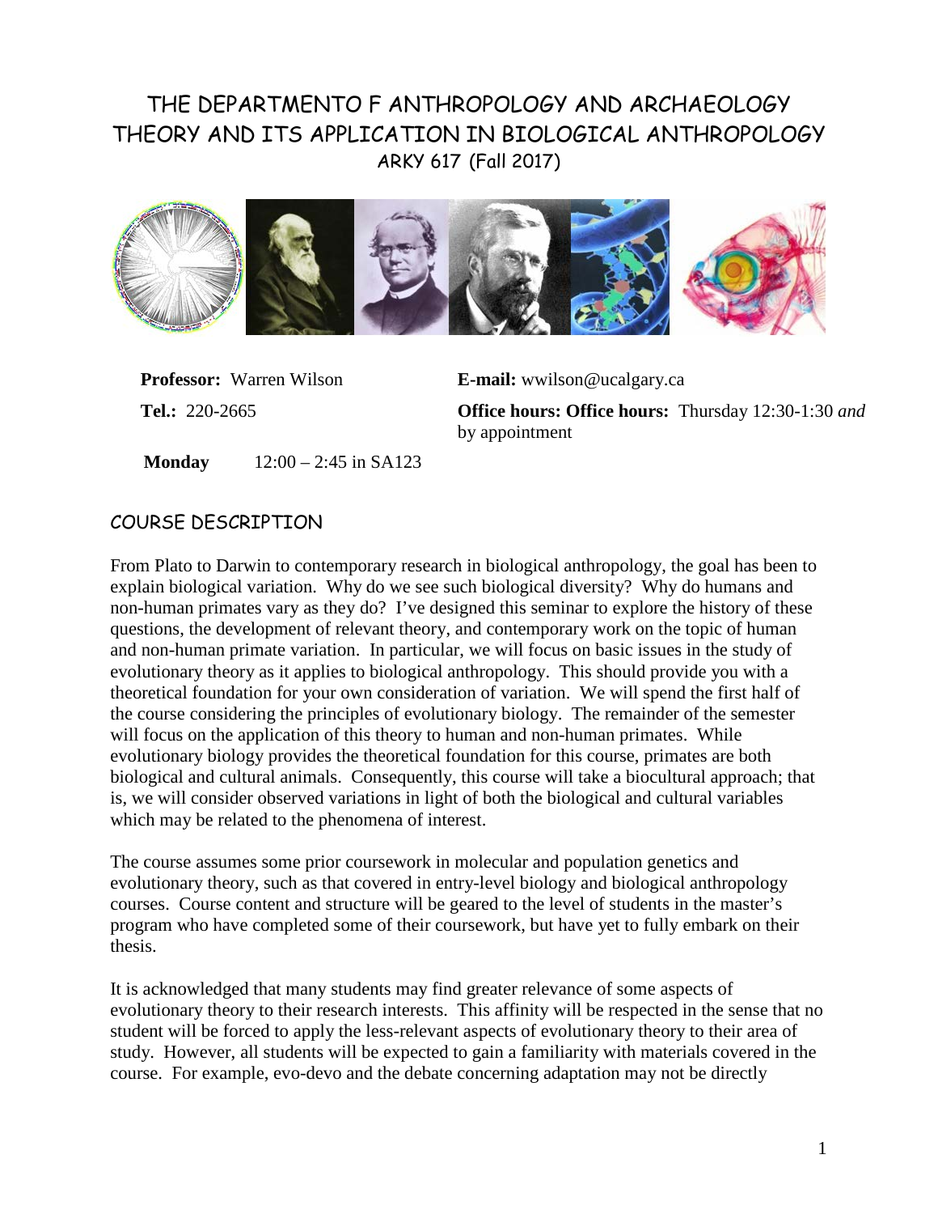# THE DEPARTMENTO F ANTHROPOLOGY AND ARCHAEOLOGY
# THEORY AND ITS APPLICATION IN BIOLOGICAL ANTHROPOLOGY
## ARKY 617 (Fall 2017)

**Professor:** Warren Wilson

**E-mail:** wwilson@ucalgary.ca

**Tel.:** 220-2665

**Office hours: Office hours:** Thursday 12:30-1:30 *and* by appointment

**Monday** 12:00 – 2:45 in SA123

## COURSE DESCRIPTION

From Plato to Darwin to contemporary research in biological anthropology, the goal has been to explain biological variation. Why do we see such biological diversity? Why do humans and non-human primates vary as they do? I've designed this seminar to explore the history of these questions, the development of relevant theory, and contemporary work on the topic of human and non-human primate variation. In particular, we will focus on basic issues in the study of evolutionary theory as it applies to biological anthropology. This should provide you with a theoretical foundation for your own consideration of variation. We will spend the first half of the course considering the principles of evolutionary biology. The remainder of the semester will focus on the application of this theory to human and non-human primates. While evolutionary biology provides the theoretical foundation for this course, primates are both biological and cultural animals. Consequently, this course will take a biocultural approach; that is, we will consider observed variations in light of both the biological and cultural variables which may be related to the phenomena of interest.

The course assumes some prior coursework in molecular and population genetics and evolutionary theory, such as that covered in entry-level biology and biological anthropology courses. Course content and structure will be geared to the level of students in the master's program who have completed some of their coursework, but have yet to fully embark on their thesis.

It is acknowledged that many students may find greater relevance of some aspects of evolutionary theory to their research interests. This affinity will be respected in the sense that no student will be forced to apply the less-relevant aspects of evolutionary theory to their area of study. However, all students will be expected to gain a familiarity with materials covered in the course. For example, evo-devo and the debate concerning adaptation may not be directly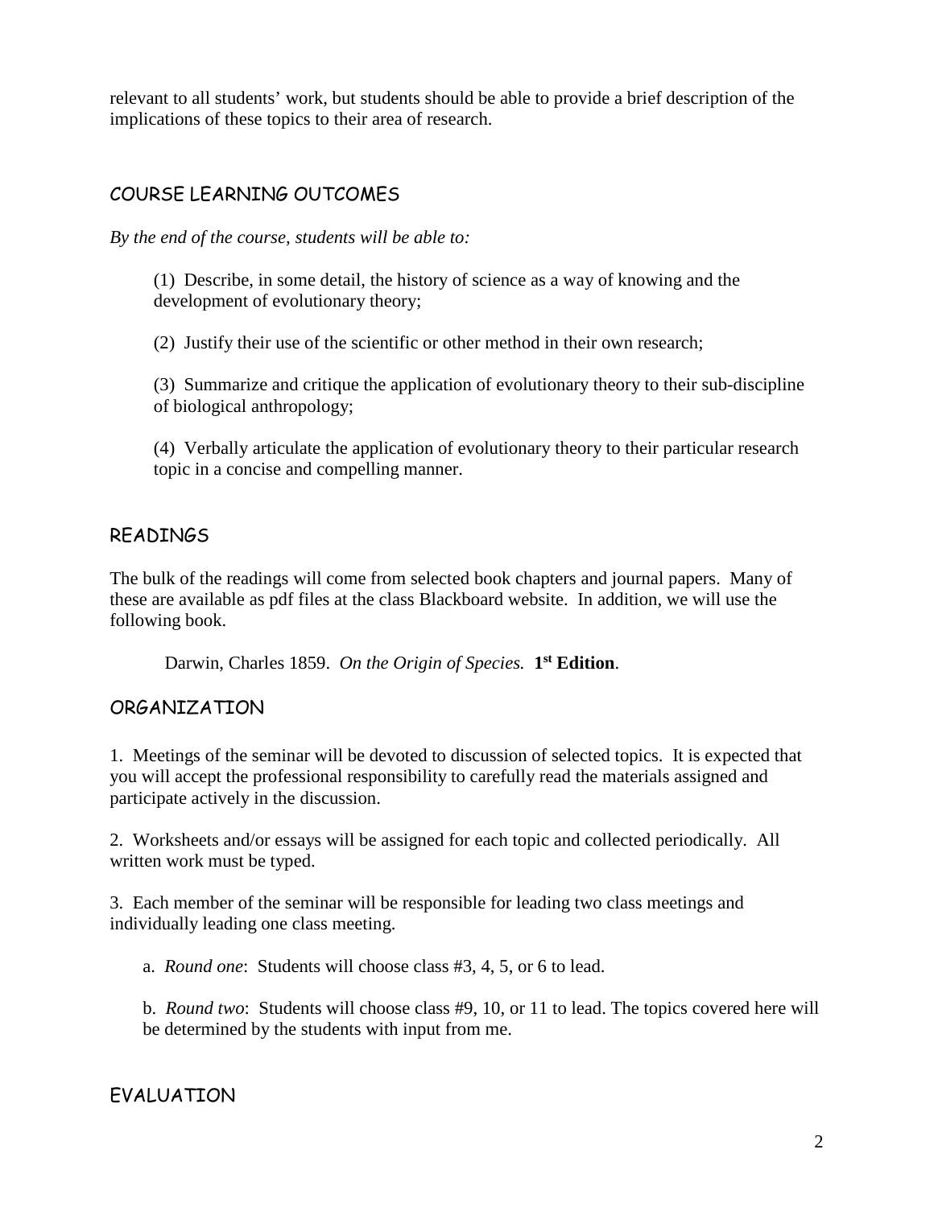relevant to all students' work, but students should be able to provide a brief description of the implications of these topics to their area of research.

## COURSE LEARNING OUTCOMES

*By the end of the course, students will be able to:*

(1) Describe, in some detail, the history of science as a way of knowing and the development of evolutionary theory;

(2) Justify their use of the scientific or other method in their own research;

(3) Summarize and critique the application of evolutionary theory to their sub-discipline of biological anthropology;

(4) Verbally articulate the application of evolutionary theory to their particular research topic in a concise and compelling manner.

## READINGS

The bulk of the readings will come from selected book chapters and journal papers. Many of these are available as pdf files at the class Blackboard website. In addition, we will use the following book.

Darwin, Charles 1859. *On the Origin of Species.* **1st Edition**.

## ORGANIZATION

1. Meetings of the seminar will be devoted to discussion of selected topics. It is expected that you will accept the professional responsibility to carefully read the materials assigned and participate actively in the discussion.

2. Worksheets and/or essays will be assigned for each topic and collected periodically. All written work must be typed.

3. Each member of the seminar will be responsible for leading two class meetings and individually leading one class meeting.

   a. *Round one*: Students will choose class #3, 4, 5, or 6 to lead.

   b. *Round two*: Students will choose class #9, 10, or 11 to lead. The topics covered here will be determined by the students with input from me.

## EVALUATION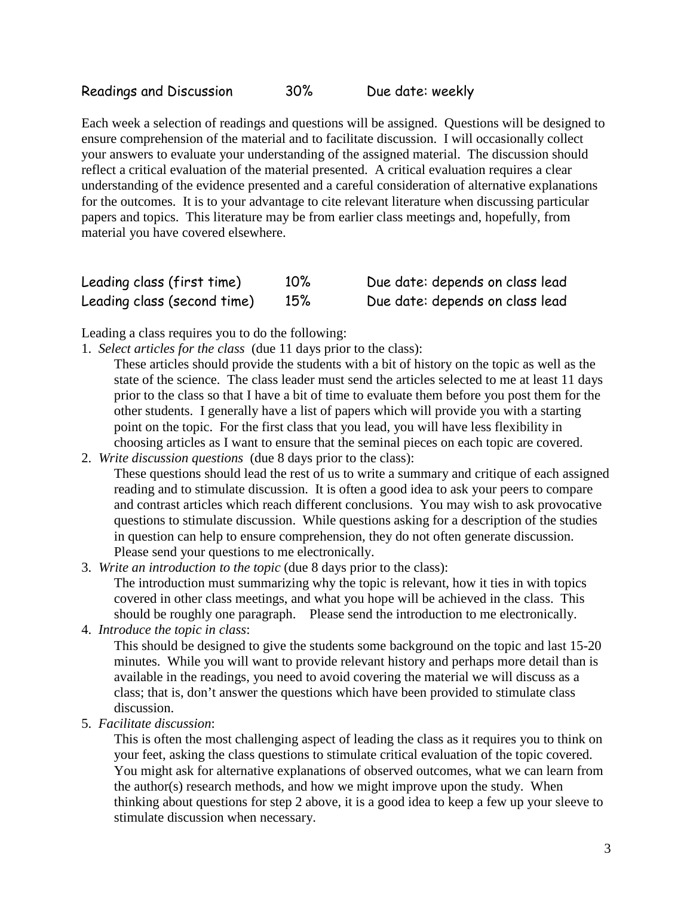| Readings and Discussion | 30% | Due date: weekly |
|---|---|---|

Each week a selection of readings and questions will be assigned. Questions will be designed to ensure comprehension of the material and to facilitate discussion. I will occasionally collect your answers to evaluate your understanding of the assigned material. The discussion should reflect a critical evaluation of the material presented. A critical evaluation requires a clear understanding of the evidence presented and a careful consideration of alternative explanations for the outcomes. It is to your advantage to cite relevant literature when discussing particular papers and topics. This literature may be from earlier class meetings and, hopefully, from material you have covered elsewhere.

| Leading class (first time) | 10% | Due date: depends on class lead |
|---|---|---|
| Leading class (second time) | 15% | Due date: depends on class lead |

Leading a class requires you to do the following:

1. *Select articles for the class* (due 11 days prior to the class):
   These articles should provide the students with a bit of history on the topic as well as the state of the science. The class leader must send the articles selected to me at least 11 days prior to the class so that I have a bit of time to evaluate them before you post them for the other students. I generally have a list of papers which will provide you with a starting point on the topic. For the first class that you lead, you will have less flexibility in choosing articles as I want to ensure that the seminal pieces on each topic are covered.
2. *Write discussion questions* (due 8 days prior to the class):
   These questions should lead the rest of us to write a summary and critique of each assigned reading and to stimulate discussion. It is often a good idea to ask your peers to compare and contrast articles which reach different conclusions. You may wish to ask provocative questions to stimulate discussion. While questions asking for a description of the studies in question can help to ensure comprehension, they do not often generate discussion. Please send your questions to me electronically.
3. *Write an introduction to the topic* (due 8 days prior to the class):
   The introduction must summarizing why the topic is relevant, how it ties in with topics covered in other class meetings, and what you hope will be achieved in the class. This should be roughly one paragraph. Please send the introduction to me electronically.
4. *Introduce the topic in class*:
   This should be designed to give the students some background on the topic and last 15-20 minutes. While you will want to provide relevant history and perhaps more detail than is available in the readings, you need to avoid covering the material we will discuss as a class; that is, don't answer the questions which have been provided to stimulate class discussion.
5. *Facilitate discussion*:
   This is often the most challenging aspect of leading the class as it requires you to think on your feet, asking the class questions to stimulate critical evaluation of the topic covered. You might ask for alternative explanations of observed outcomes, what we can learn from the author(s) research methods, and how we might improve upon the study. When thinking about questions for step 2 above, it is a good idea to keep a few up your sleeve to stimulate discussion when necessary.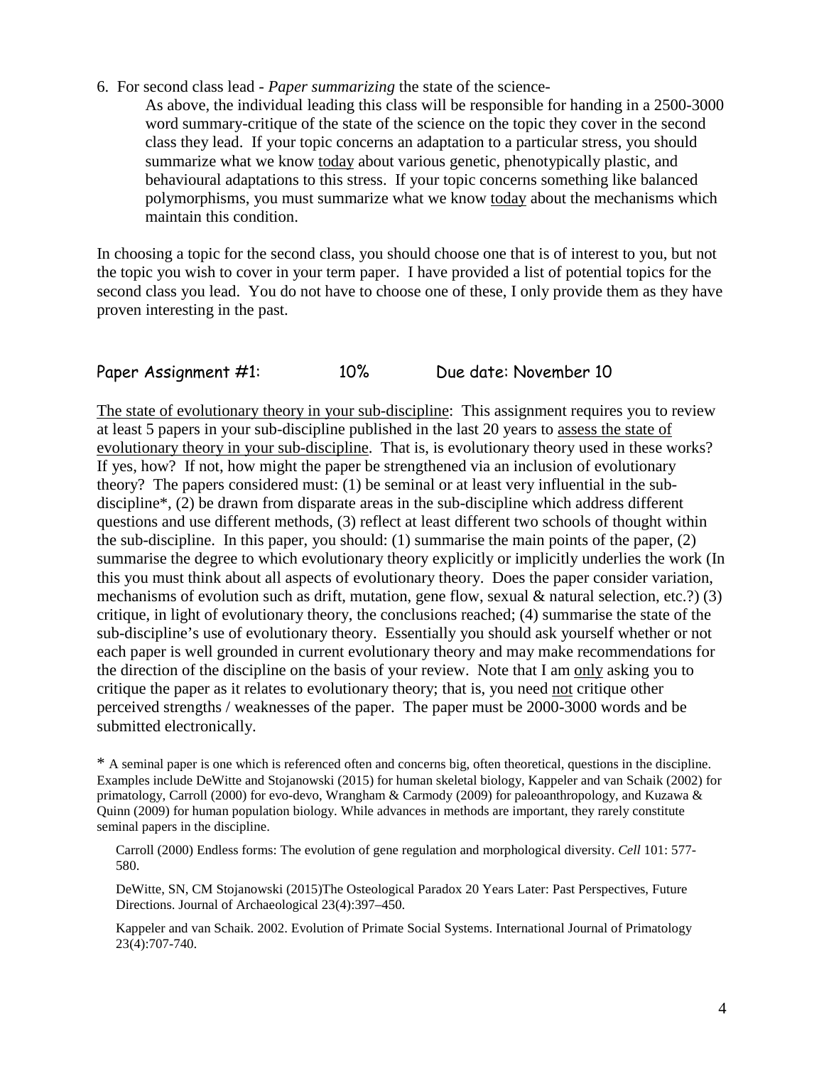6. For second class lead - *Paper summarizing* the state of the science-

   As above, the individual leading this class will be responsible for handing in a 2500-3000 word summary-critique of the state of the science on the topic they cover in the second class they lead. If your topic concerns an adaptation to a particular stress, you should summarize what we know today about various genetic, phenotypically plastic, and behavioural adaptations to this stress. If your topic concerns something like balanced polymorphisms, you must summarize what we know today about the mechanisms which maintain this condition.

In choosing a topic for the second class, you should choose one that is of interest to you, but not the topic you wish to cover in your term paper. I have provided a list of potential topics for the second class you lead. You do not have to choose one of these, I only provide them as they have proven interesting in the past.

## Paper Assignment #1: 10% Due date: November 10

The state of evolutionary theory in your sub-discipline: This assignment requires you to review at least 5 papers in your sub-discipline published in the last 20 years to assess the state of evolutionary theory in your sub-discipline. That is, is evolutionary theory used in these works? If yes, how? If not, how might the paper be strengthened via an inclusion of evolutionary theory? The papers considered must: (1) be seminal or at least very influential in the sub-discipline*, (2) be drawn from disparate areas in the sub-discipline which address different questions and use different methods, (3) reflect at least different two schools of thought within the sub-discipline. In this paper, you should: (1) summarise the main points of the paper, (2) summarise the degree to which evolutionary theory explicitly or implicitly underlies the work (In this you must think about all aspects of evolutionary theory. Does the paper consider variation, mechanisms of evolution such as drift, mutation, gene flow, sexual & natural selection, etc.?) (3) critique, in light of evolutionary theory, the conclusions reached; (4) summarise the state of the sub-discipline's use of evolutionary theory. Essentially you should ask yourself whether or not each paper is well grounded in current evolutionary theory and may make recommendations for the direction of the discipline on the basis of your review. Note that I am only asking you to critique the paper as it relates to evolutionary theory; that is, you need not critique other perceived strengths / weaknesses of the paper. The paper must be 2000-3000 words and be submitted electronically.

* A seminal paper is one which is referenced often and concerns big, often theoretical, questions in the discipline. Examples include DeWitte and Stojanowski (2015) for human skeletal biology, Kappeler and van Schaik (2002) for primatology, Carroll (2000) for evo-devo, Wrangham & Carmody (2009) for paleoanthropology, and Kuzawa & Quinn (2009) for human population biology. While advances in methods are important, they rarely constitute seminal papers in the discipline.

Carroll (2000) Endless forms: The evolution of gene regulation and morphological diversity. *Cell* 101: 577-580.

DeWitte, SN, CM Stojanowski (2015)The Osteological Paradox 20 Years Later: Past Perspectives, Future Directions. Journal of Archaeological 23(4):397–450.

Kappeler and van Schaik. 2002. Evolution of Primate Social Systems. International Journal of Primatology 23(4):707-740.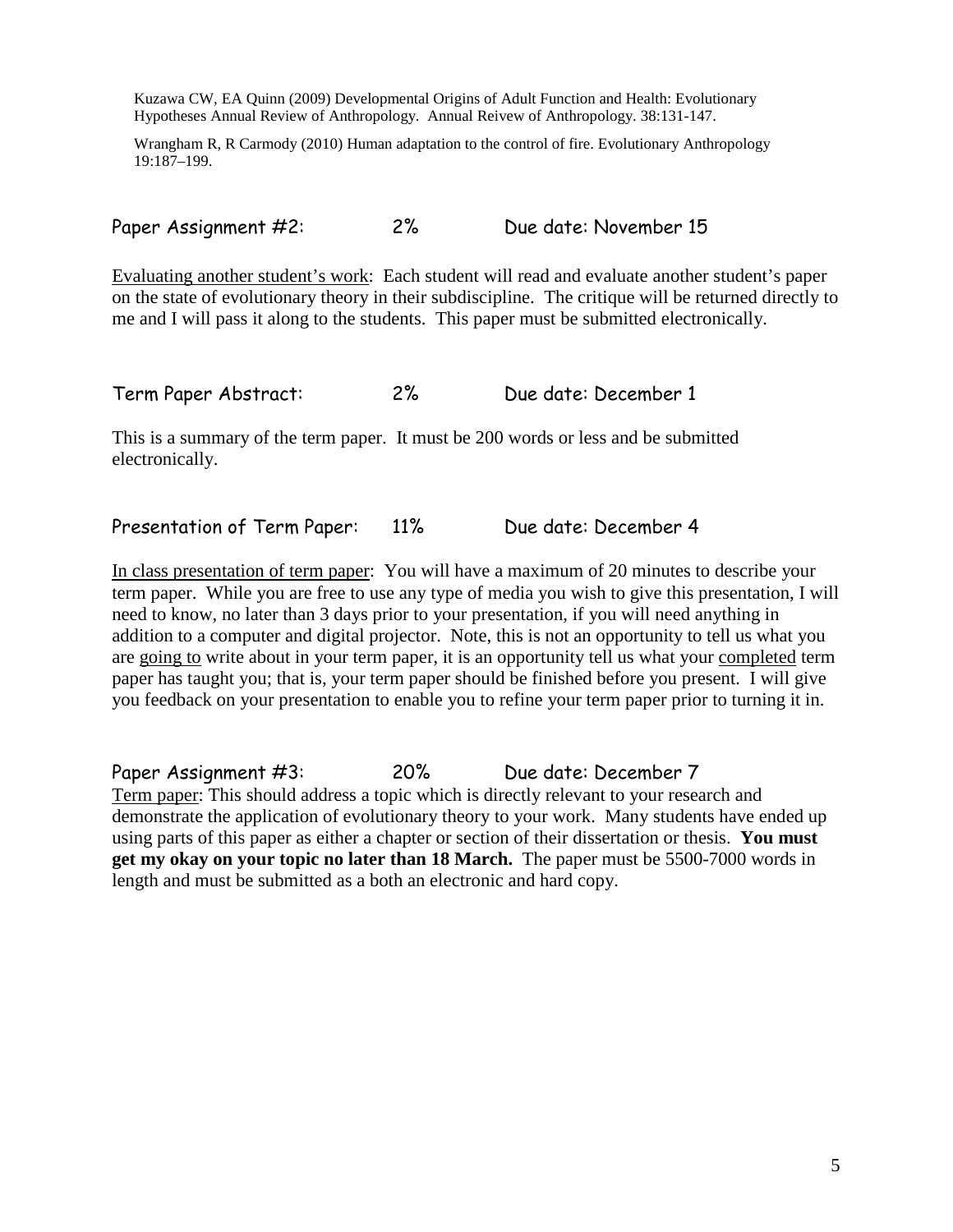Kuzawa CW, EA Quinn (2009) Developmental Origins of Adult Function and Health: Evolutionary Hypotheses Annual Review of Anthropology. Annual Reivew of Anthropology. 38:131-147.

Wrangham R, R Carmody (2010) Human adaptation to the control of fire. Evolutionary Anthropology 19:187–199.

## Paper Assignment #2: 2% Due date: November 15

Evaluating another student's work: Each student will read and evaluate another student's paper on the state of evolutionary theory in their subdiscipline. The critique will be returned directly to me and I will pass it along to the students. This paper must be submitted electronically.

## Term Paper Abstract: 2% Due date: December 1

This is a summary of the term paper. It must be 200 words or less and be submitted electronically.

## Presentation of Term Paper: 11% Due date: December 4

In class presentation of term paper: You will have a maximum of 20 minutes to describe your term paper. While you are free to use any type of media you wish to give this presentation, I will need to know, no later than 3 days prior to your presentation, if you will need anything in addition to a computer and digital projector. Note, this is not an opportunity to tell us what you are going to write about in your term paper, it is an opportunity tell us what your completed term paper has taught you; that is, your term paper should be finished before you present. I will give you feedback on your presentation to enable you to refine your term paper prior to turning it in.

## Paper Assignment #3: 20% Due date: December 7

Term paper: This should address a topic which is directly relevant to your research and demonstrate the application of evolutionary theory to your work. Many students have ended up using parts of this paper as either a chapter or section of their dissertation or thesis. **You must get my okay on your topic no later than 18 March.** The paper must be 5500-7000 words in length and must be submitted as a both an electronic and hard copy.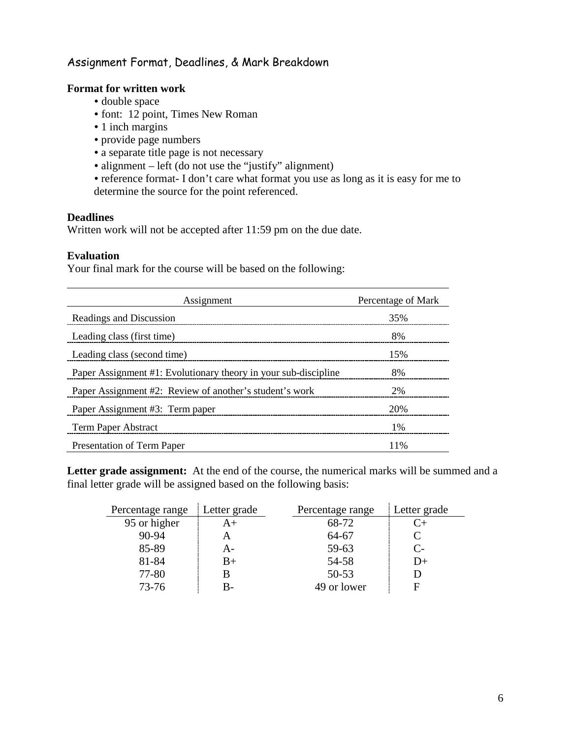## Assignment Format, Deadlines, & Mark Breakdown

**Format for written work**

- double space
- font: 12 point, Times New Roman
- 1 inch margins
- provide page numbers
- a separate title page is not necessary
- alignment – left (do not use the "justify" alignment)
- reference format- I don't care what format you use as long as it is easy for me to determine the source for the point referenced.

**Deadlines**

Written work will not be accepted after 11:59 pm on the due date.

**Evaluation**

Your final mark for the course will be based on the following:

| Assignment | Percentage of Mark |
|---|---|
| Readings and Discussion | 35% |
| Leading class (first time) | 8% |
| Leading class (second time) | 15% |
| Paper Assignment #1: Evolutionary theory in your sub-discipline | 8% |
| Paper Assignment #2: Review of another's student's work | 2% |
| Paper Assignment #3: Term paper | 20% |
| Term Paper Abstract | 1% |
| Presentation of Term Paper | 11% |

**Letter grade assignment:** At the end of the course, the numerical marks will be summed and a final letter grade will be assigned based on the following basis:

| Percentage range | Letter grade | Percentage range | Letter grade |
|---|---|---|---|
| 95 or higher | A+ | 68-72 | C+ |
| 90-94 | A | 64-67 | C |
| 85-89 | A- | 59-63 | C- |
| 81-84 | B+ | 54-58 | D+ |
| 77-80 | B | 50-53 | D |
| 73-76 | B- | 49 or lower | F |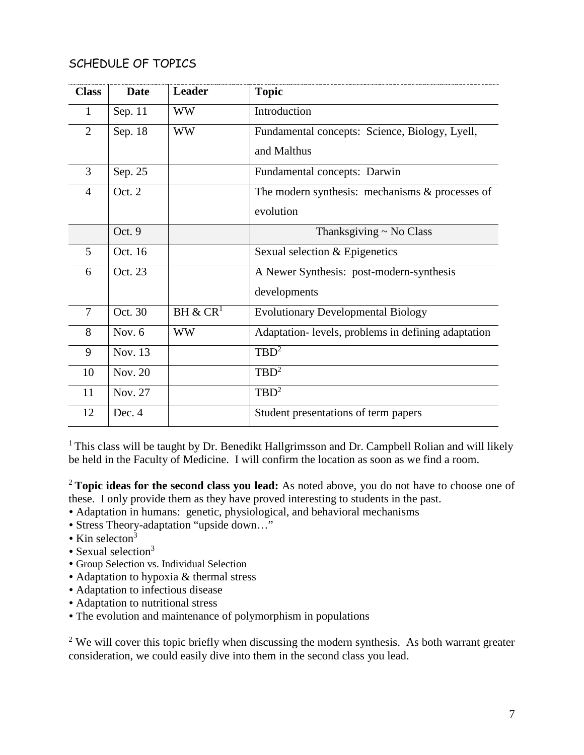## SCHEDULE OF TOPICS

| Class | Date | Leader | Topic |
|---|---|---|---|
| 1 | Sep. 11 | WW | Introduction |
| 2 | Sep. 18 | WW | Fundamental concepts: Science, Biology, Lyell, and Malthus |
| 3 | Sep. 25 | | Fundamental concepts: Darwin |
| 4 | Oct. 2 | | The modern synthesis: mechanisms & processes of evolution |
| | Oct. 9 | | Thanksgiving ~ No Class |
| 5 | Oct. 16 | | Sexual selection & Epigenetics |
| 6 | Oct. 23 | | A Newer Synthesis: post-modern-synthesis developments |
| 7 | Oct. 30 | BH & CR[1] | Evolutionary Developmental Biology |
| 8 | Nov. 6 | WW | Adaptation- levels, problems in defining adaptation |
| 9 | Nov. 13 | | TBD[2] |
| 10 | Nov. 20 | | TBD[2] |
| 11 | Nov. 27 | | TBD[2] |
| 12 | Dec. 4 | | Student presentations of term papers |

[1] This class will be taught by Dr. Benedikt Hallgrimsson and Dr. Campbell Rolian and will likely be held in the Faculty of Medicine. I will confirm the location as soon as we find a room.

[2] **Topic ideas for the second class you lead:** As noted above, you do not have to choose one of these. I only provide them as they have proved interesting to students in the past.

- Adaptation in humans: genetic, physiological, and behavioral mechanisms
- Stress Theory-adaptation "upside down…"
- Kin selecton[3]
- Sexual selection[3]
- Group Selection vs. Individual Selection
- Adaptation to hypoxia & thermal stress
- Adaptation to infectious disease
- Adaptation to nutritional stress
- The evolution and maintenance of polymorphism in populations

[2] We will cover this topic briefly when discussing the modern synthesis. As both warrant greater consideration, we could easily dive into them in the second class you lead.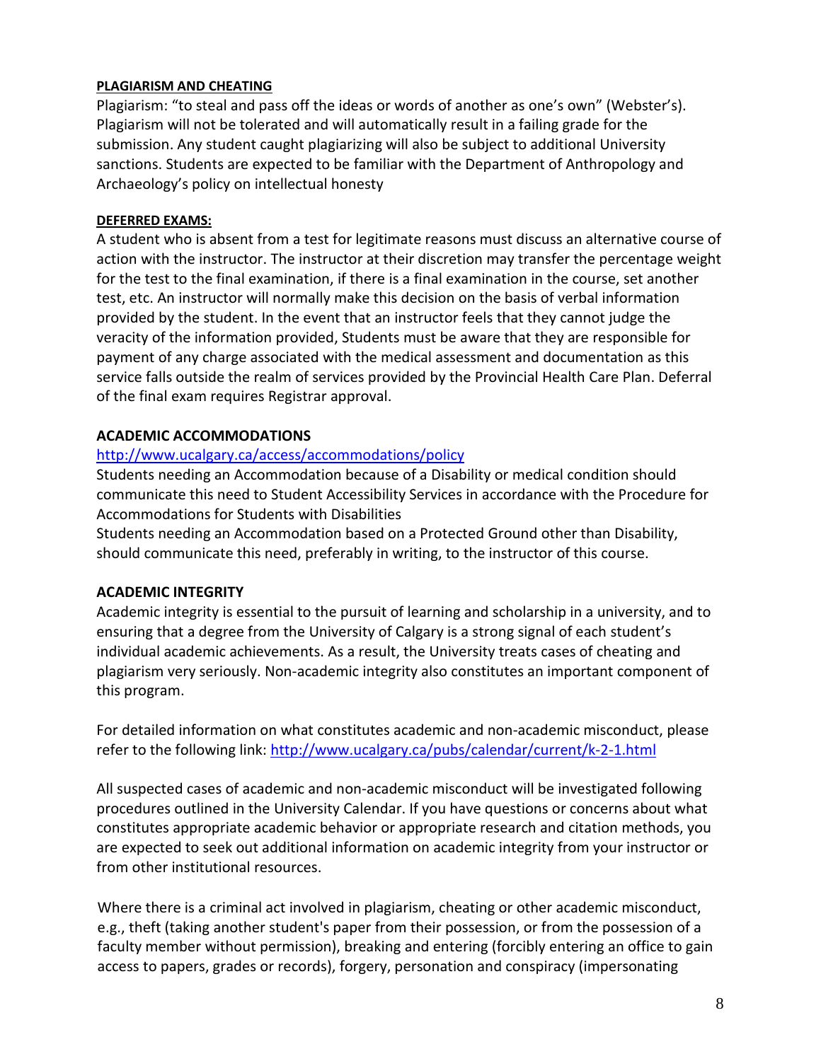**PLAGIARISM AND CHEATING**

Plagiarism: "to steal and pass off the ideas or words of another as one's own" (Webster's). Plagiarism will not be tolerated and will automatically result in a failing grade for the submission. Any student caught plagiarizing will also be subject to additional University sanctions. Students are expected to be familiar with the Department of Anthropology and Archaeology's policy on intellectual honesty

**DEFERRED EXAMS:**

A student who is absent from a test for legitimate reasons must discuss an alternative course of action with the instructor. The instructor at their discretion may transfer the percentage weight for the test to the final examination, if there is a final examination in the course, set another test, etc. An instructor will normally make this decision on the basis of verbal information provided by the student. In the event that an instructor feels that they cannot judge the veracity of the information provided, Students must be aware that they are responsible for payment of any charge associated with the medical assessment and documentation as this service falls outside the realm of services provided by the Provincial Health Care Plan. Deferral of the final exam requires Registrar approval.

**ACADEMIC ACCOMMODATIONS**

http://www.ucalgary.ca/access/accommodations/policy

Students needing an Accommodation because of a Disability or medical condition should communicate this need to Student Accessibility Services in accordance with the Procedure for Accommodations for Students with Disabilities

Students needing an Accommodation based on a Protected Ground other than Disability, should communicate this need, preferably in writing, to the instructor of this course.

**ACADEMIC INTEGRITY**

Academic integrity is essential to the pursuit of learning and scholarship in a university, and to ensuring that a degree from the University of Calgary is a strong signal of each student's individual academic achievements. As a result, the University treats cases of cheating and plagiarism very seriously. Non-academic integrity also constitutes an important component of this program.

For detailed information on what constitutes academic and non-academic misconduct, please refer to the following link: http://www.ucalgary.ca/pubs/calendar/current/k-2-1.html

All suspected cases of academic and non-academic misconduct will be investigated following procedures outlined in the University Calendar. If you have questions or concerns about what constitutes appropriate academic behavior or appropriate research and citation methods, you are expected to seek out additional information on academic integrity from your instructor or from other institutional resources.

Where there is a criminal act involved in plagiarism, cheating or other academic misconduct, e.g., theft (taking another student's paper from their possession, or from the possession of a faculty member without permission), breaking and entering (forcibly entering an office to gain access to papers, grades or records), forgery, personation and conspiracy (impersonating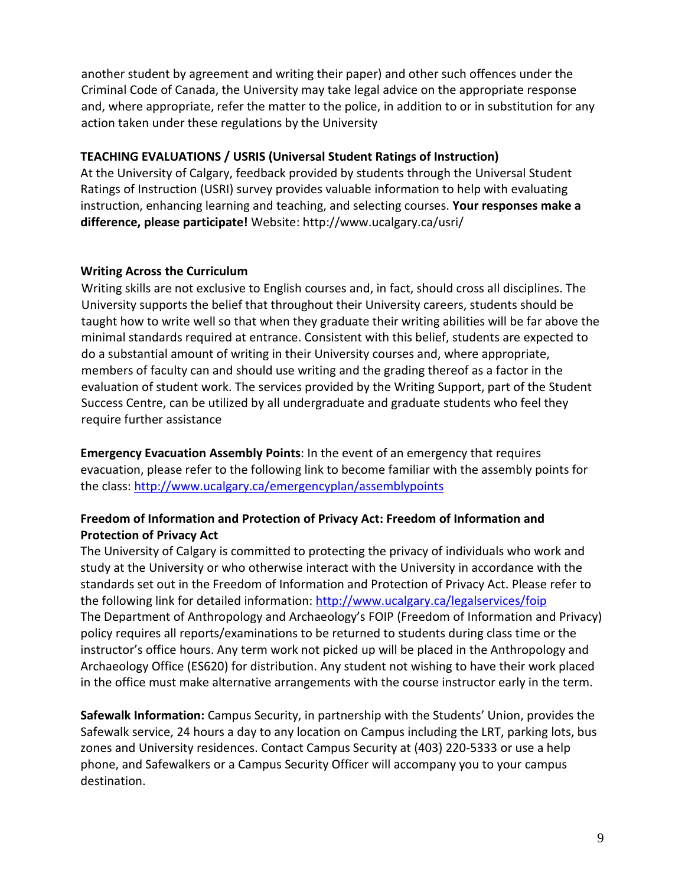another student by agreement and writing their paper) and other such offences under the Criminal Code of Canada, the University may take legal advice on the appropriate response and, where appropriate, refer the matter to the police, in addition to or in substitution for any action taken under these regulations by the University

**TEACHING EVALUATIONS / USRIS (Universal Student Ratings of Instruction)**

At the University of Calgary, feedback provided by students through the Universal Student Ratings of Instruction (USRI) survey provides valuable information to help with evaluating instruction, enhancing learning and teaching, and selecting courses. **Your responses make a difference, please participate!** Website: http://www.ucalgary.ca/usri/

**Writing Across the Curriculum**

Writing skills are not exclusive to English courses and, in fact, should cross all disciplines. The University supports the belief that throughout their University careers, students should be taught how to write well so that when they graduate their writing abilities will be far above the minimal standards required at entrance. Consistent with this belief, students are expected to do a substantial amount of writing in their University courses and, where appropriate, members of faculty can and should use writing and the grading thereof as a factor in the evaluation of student work. The services provided by the Writing Support, part of the Student Success Centre, can be utilized by all undergraduate and graduate students who feel they require further assistance

**Emergency Evacuation Assembly Points**: In the event of an emergency that requires evacuation, please refer to the following link to become familiar with the assembly points for the class: http://www.ucalgary.ca/emergencyplan/assemblypoints

**Freedom of Information and Protection of Privacy Act: Freedom of Information and Protection of Privacy Act**

The University of Calgary is committed to protecting the privacy of individuals who work and study at the University or who otherwise interact with the University in accordance with the standards set out in the Freedom of Information and Protection of Privacy Act. Please refer to the following link for detailed information: http://www.ucalgary.ca/legalservices/foip

The Department of Anthropology and Archaeology's FOIP (Freedom of Information and Privacy) policy requires all reports/examinations to be returned to students during class time or the instructor's office hours. Any term work not picked up will be placed in the Anthropology and Archaeology Office (ES620) for distribution. Any student not wishing to have their work placed in the office must make alternative arrangements with the course instructor early in the term.

**Safewalk Information:** Campus Security, in partnership with the Students' Union, provides the Safewalk service, 24 hours a day to any location on Campus including the LRT, parking lots, bus zones and University residences. Contact Campus Security at (403) 220-5333 or use a help phone, and Safewalkers or a Campus Security Officer will accompany you to your campus destination.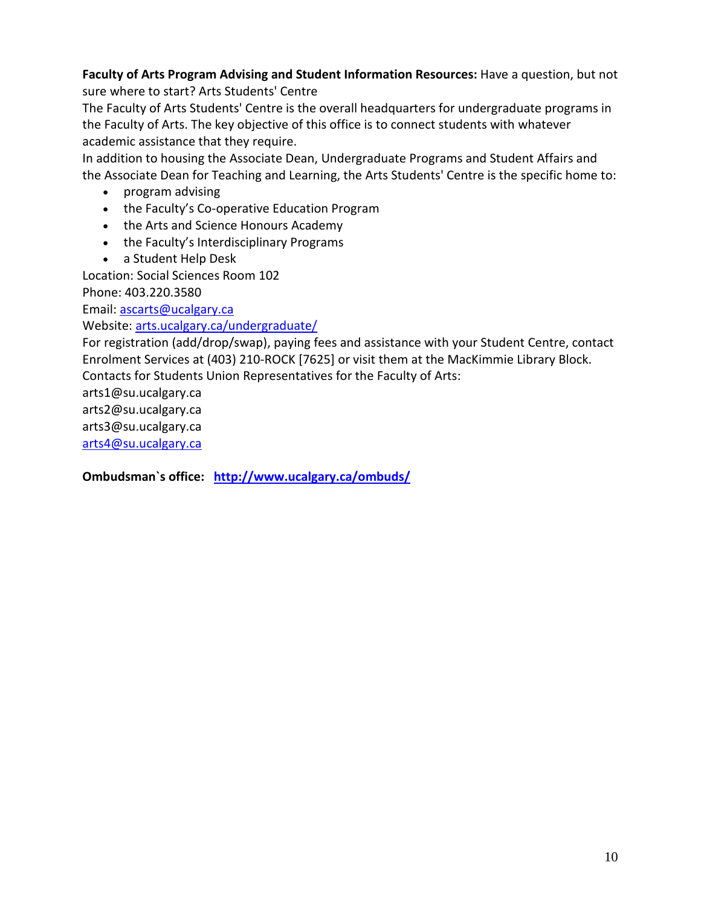**Faculty of Arts Program Advising and Student Information Resources:** Have a question, but not sure where to start? Arts Students' Centre

The Faculty of Arts Students' Centre is the overall headquarters for undergraduate programs in the Faculty of Arts. The key objective of this office is to connect students with whatever academic assistance that they require.

In addition to housing the Associate Dean, Undergraduate Programs and Student Affairs and the Associate Dean for Teaching and Learning, the Arts Students' Centre is the specific home to:

- program advising
- the Faculty's Co-operative Education Program
- the Arts and Science Honours Academy
- the Faculty's Interdisciplinary Programs
- a Student Help Desk

Location: Social Sciences Room 102
Phone: 403.220.3580
Email: ascarts@ucalgary.ca
Website: arts.ucalgary.ca/undergraduate/

For registration (add/drop/swap), paying fees and assistance with your Student Centre, contact Enrolment Services at (403) 210-ROCK [7625] or visit them at the MacKimmie Library Block.

Contacts for Students Union Representatives for the Faculty of Arts:
arts1@su.ucalgary.ca
arts2@su.ucalgary.ca
arts3@su.ucalgary.ca
arts4@su.ucalgary.ca

**Ombudsman`s office: http://www.ucalgary.ca/ombuds/**